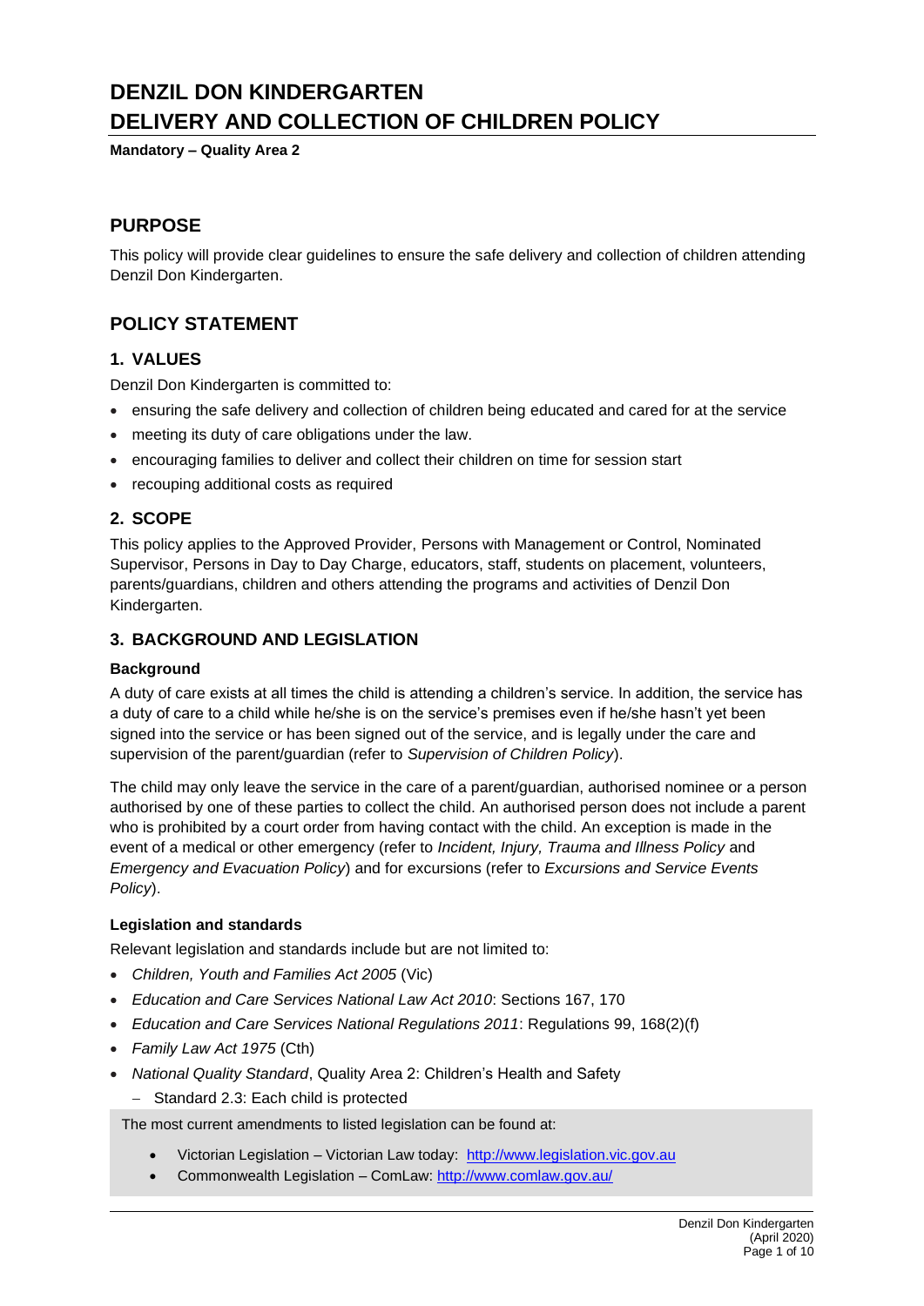# DENZIL DON KINDERGARTEN
# DELIVERY AND COLLECTION OF CHILDREN POLICY

**Mandatory – Quality Area 2**

## PURPOSE

This policy will provide clear guidelines to ensure the safe delivery and collection of children attending Denzil Don Kindergarten.

## POLICY STATEMENT

### 1. VALUES

Denzil Don Kindergarten is committed to:

- ensuring the safe delivery and collection of children being educated and cared for at the service
- meeting its duty of care obligations under the law.
- encouraging families to deliver and collect their children on time for session start
- recouping additional costs as required

### 2. SCOPE

This policy applies to the Approved Provider, Persons with Management or Control, Nominated Supervisor, Persons in Day to Day Charge, educators, staff, students on placement, volunteers, parents/guardians, children and others attending the programs and activities of Denzil Don Kindergarten.

### 3. BACKGROUND AND LEGISLATION

#### Background

A duty of care exists at all times the child is attending a children's service. In addition, the service has a duty of care to a child while he/she is on the service's premises even if he/she hasn't yet been signed into the service or has been signed out of the service, and is legally under the care and supervision of the parent/guardian (refer to *Supervision of Children Policy*).

The child may only leave the service in the care of a parent/guardian, authorised nominee or a person authorised by one of these parties to collect the child. An authorised person does not include a parent who is prohibited by a court order from having contact with the child. An exception is made in the event of a medical or other emergency (refer to *Incident, Injury, Trauma and Illness Policy* and *Emergency and Evacuation Policy*) and for excursions (refer to *Excursions and Service Events Policy*).

#### Legislation and standards

Relevant legislation and standards include but are not limited to:

- *Children, Youth and Families Act 2005* (Vic)
- *Education and Care Services National Law Act 2010*: Sections 167, 170
- *Education and Care Services National Regulations 2011*: Regulations 99, 168(2)(f)
- *Family Law Act 1975* (Cth)
- *National Quality Standard*, Quality Area 2: Children's Health and Safety
  - Standard 2.3: Each child is protected

The most current amendments to listed legislation can be found at:

- Victorian Legislation – Victorian Law today: http://www.legislation.vic.gov.au
- Commonwealth Legislation – ComLaw: http://www.comlaw.gov.au/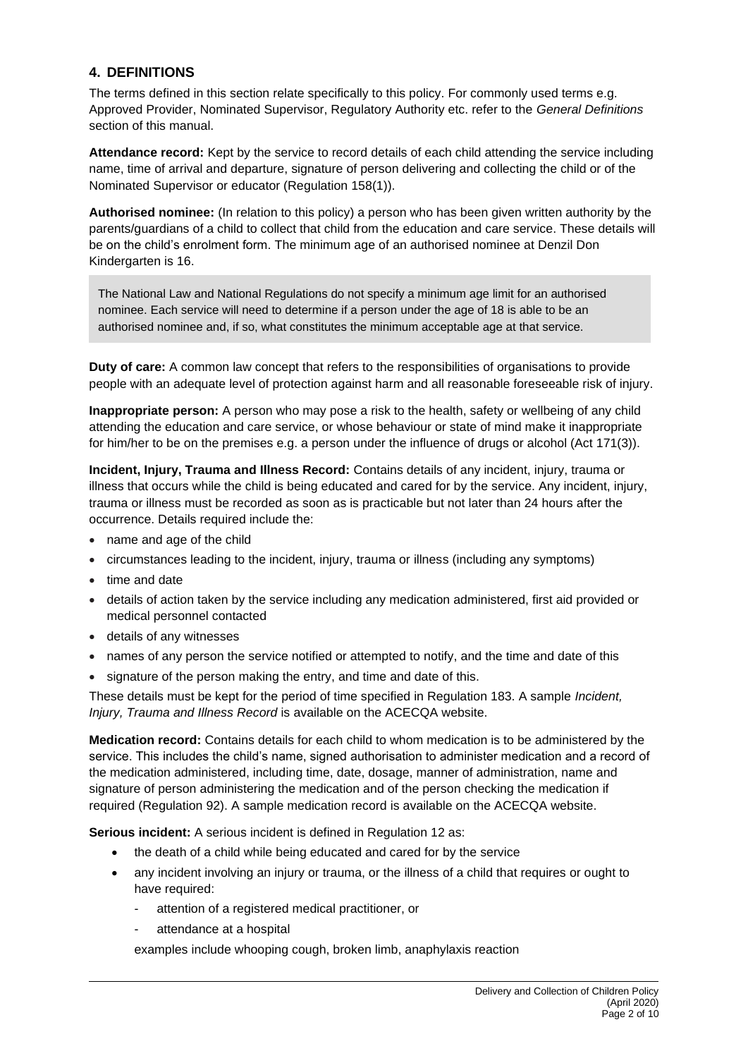## 4. DEFINITIONS

The terms defined in this section relate specifically to this policy. For commonly used terms e.g. Approved Provider, Nominated Supervisor, Regulatory Authority etc. refer to the *General Definitions* section of this manual.

**Attendance record:** Kept by the service to record details of each child attending the service including name, time of arrival and departure, signature of person delivering and collecting the child or of the Nominated Supervisor or educator (Regulation 158(1)).

**Authorised nominee:** (In relation to this policy) a person who has been given written authority by the parents/guardians of a child to collect that child from the education and care service. These details will be on the child's enrolment form. The minimum age of an authorised nominee at Denzil Don Kindergarten is 16.

> The National Law and National Regulations do not specify a minimum age limit for an authorised nominee. Each service will need to determine if a person under the age of 18 is able to be an authorised nominee and, if so, what constitutes the minimum acceptable age at that service.

**Duty of care:** A common law concept that refers to the responsibilities of organisations to provide people with an adequate level of protection against harm and all reasonable foreseeable risk of injury.

**Inappropriate person:** A person who may pose a risk to the health, safety or wellbeing of any child attending the education and care service, or whose behaviour or state of mind make it inappropriate for him/her to be on the premises e.g. a person under the influence of drugs or alcohol (Act 171(3)).

**Incident, Injury, Trauma and Illness Record:** Contains details of any incident, injury, trauma or illness that occurs while the child is being educated and cared for by the service. Any incident, injury, trauma or illness must be recorded as soon as is practicable but not later than 24 hours after the occurrence. Details required include the:

- name and age of the child
- circumstances leading to the incident, injury, trauma or illness (including any symptoms)
- time and date
- details of action taken by the service including any medication administered, first aid provided or medical personnel contacted
- details of any witnesses
- names of any person the service notified or attempted to notify, and the time and date of this
- signature of the person making the entry, and time and date of this.

These details must be kept for the period of time specified in Regulation 183. A sample *Incident, Injury, Trauma and Illness Record* is available on the ACECQA website.

**Medication record:** Contains details for each child to whom medication is to be administered by the service. This includes the child's name, signed authorisation to administer medication and a record of the medication administered, including time, date, dosage, manner of administration, name and signature of person administering the medication and of the person checking the medication if required (Regulation 92). A sample medication record is available on the ACECQA website.

**Serious incident:** A serious incident is defined in Regulation 12 as:

- the death of a child while being educated and cared for by the service
- any incident involving an injury or trauma, or the illness of a child that requires or ought to have required:
  - attention of a registered medical practitioner, or
  - attendance at a hospital

  examples include whooping cough, broken limb, anaphylaxis reaction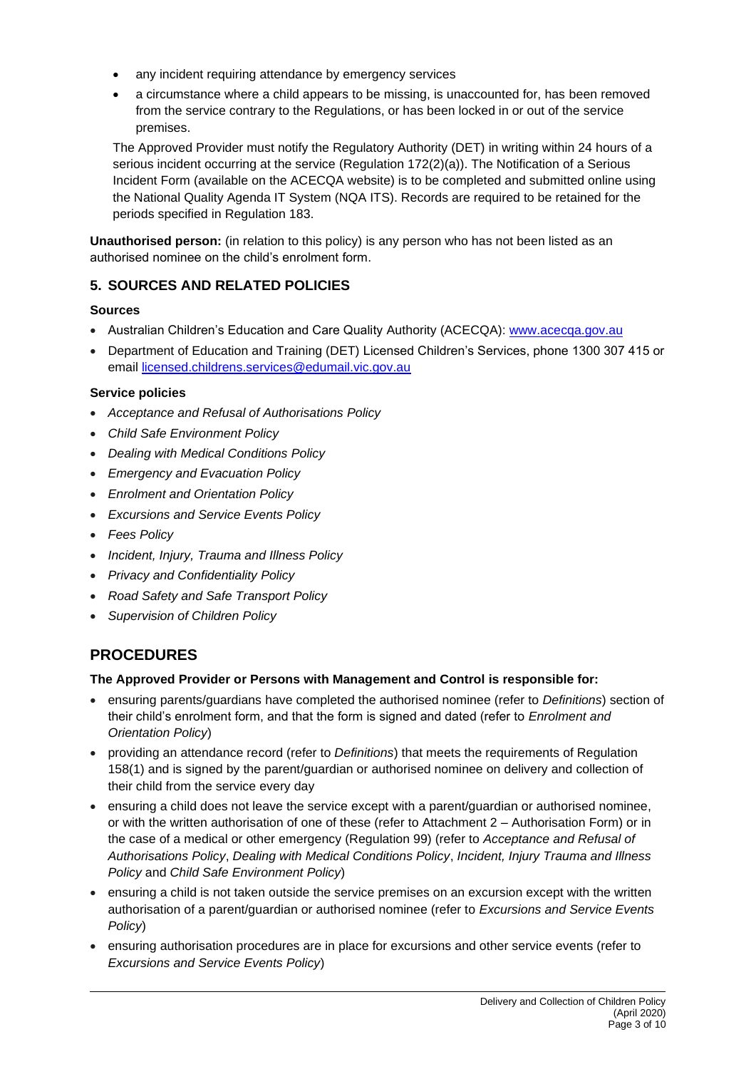- any incident requiring attendance by emergency services
- a circumstance where a child appears to be missing, is unaccounted for, has been removed from the service contrary to the Regulations, or has been locked in or out of the service premises.

The Approved Provider must notify the Regulatory Authority (DET) in writing within 24 hours of a serious incident occurring at the service (Regulation 172(2)(a)). The Notification of a Serious Incident Form (available on the ACECQA website) is to be completed and submitted online using the National Quality Agenda IT System (NQA ITS). Records are required to be retained for the periods specified in Regulation 183.

**Unauthorised person:** (in relation to this policy) is any person who has not been listed as an authorised nominee on the child's enrolment form.

## 5. SOURCES AND RELATED POLICIES

**Sources**

- Australian Children's Education and Care Quality Authority (ACECQA): www.acecqa.gov.au
- Department of Education and Training (DET) Licensed Children's Services, phone 1300 307 415 or email licensed.childrens.services@edumail.vic.gov.au

**Service policies**

- *Acceptance and Refusal of Authorisations Policy*
- *Child Safe Environment Policy*
- *Dealing with Medical Conditions Policy*
- *Emergency and Evacuation Policy*
- *Enrolment and Orientation Policy*
- *Excursions and Service Events Policy*
- *Fees Policy*
- *Incident, Injury, Trauma and Illness Policy*
- *Privacy and Confidentiality Policy*
- *Road Safety and Safe Transport Policy*
- *Supervision of Children Policy*

# PROCEDURES

**The Approved Provider or Persons with Management and Control is responsible for:**

- ensuring parents/guardians have completed the authorised nominee (refer to *Definitions*) section of their child's enrolment form, and that the form is signed and dated (refer to *Enrolment and Orientation Policy*)
- providing an attendance record (refer to *Definitions*) that meets the requirements of Regulation 158(1) and is signed by the parent/guardian or authorised nominee on delivery and collection of their child from the service every day
- ensuring a child does not leave the service except with a parent/guardian or authorised nominee, or with the written authorisation of one of these (refer to Attachment 2 – Authorisation Form) or in the case of a medical or other emergency (Regulation 99) (refer to *Acceptance and Refusal of Authorisations Policy*, *Dealing with Medical Conditions Policy*, *Incident, Injury Trauma and Illness Policy* and *Child Safe Environment Policy*)
- ensuring a child is not taken outside the service premises on an excursion except with the written authorisation of a parent/guardian or authorised nominee (refer to *Excursions and Service Events Policy*)
- ensuring authorisation procedures are in place for excursions and other service events (refer to *Excursions and Service Events Policy*)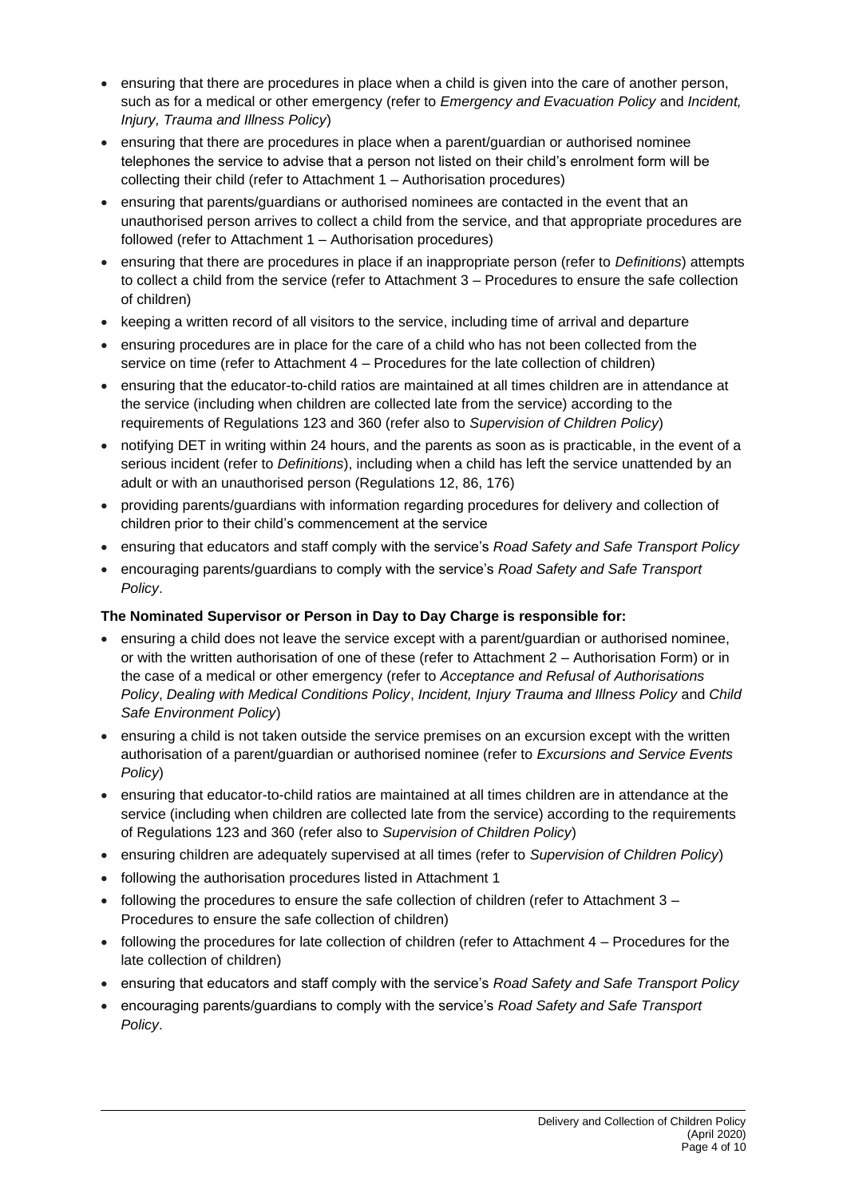- ensuring that there are procedures in place when a child is given into the care of another person, such as for a medical or other emergency (refer to *Emergency and Evacuation Policy* and *Incident, Injury, Trauma and Illness Policy*)
- ensuring that there are procedures in place when a parent/guardian or authorised nominee telephones the service to advise that a person not listed on their child's enrolment form will be collecting their child (refer to Attachment 1 – Authorisation procedures)
- ensuring that parents/guardians or authorised nominees are contacted in the event that an unauthorised person arrives to collect a child from the service, and that appropriate procedures are followed (refer to Attachment 1 – Authorisation procedures)
- ensuring that there are procedures in place if an inappropriate person (refer to *Definitions*) attempts to collect a child from the service (refer to Attachment 3 – Procedures to ensure the safe collection of children)
- keeping a written record of all visitors to the service, including time of arrival and departure
- ensuring procedures are in place for the care of a child who has not been collected from the service on time (refer to Attachment 4 – Procedures for the late collection of children)
- ensuring that the educator-to-child ratios are maintained at all times children are in attendance at the service (including when children are collected late from the service) according to the requirements of Regulations 123 and 360 (refer also to *Supervision of Children Policy*)
- notifying DET in writing within 24 hours, and the parents as soon as is practicable, in the event of a serious incident (refer to *Definitions*), including when a child has left the service unattended by an adult or with an unauthorised person (Regulations 12, 86, 176)
- providing parents/guardians with information regarding procedures for delivery and collection of children prior to their child's commencement at the service
- ensuring that educators and staff comply with the service's *Road Safety and Safe Transport Policy*
- encouraging parents/guardians to comply with the service's *Road Safety and Safe Transport Policy*.

**The Nominated Supervisor or Person in Day to Day Charge is responsible for:**

- ensuring a child does not leave the service except with a parent/guardian or authorised nominee, or with the written authorisation of one of these (refer to Attachment 2 – Authorisation Form) or in the case of a medical or other emergency (refer to *Acceptance and Refusal of Authorisations Policy*, *Dealing with Medical Conditions Policy*, *Incident, Injury Trauma and Illness Policy* and *Child Safe Environment Policy*)
- ensuring a child is not taken outside the service premises on an excursion except with the written authorisation of a parent/guardian or authorised nominee (refer to *Excursions and Service Events Policy*)
- ensuring that educator-to-child ratios are maintained at all times children are in attendance at the service (including when children are collected late from the service) according to the requirements of Regulations 123 and 360 (refer also to *Supervision of Children Policy*)
- ensuring children are adequately supervised at all times (refer to *Supervision of Children Policy*)
- following the authorisation procedures listed in Attachment 1
- following the procedures to ensure the safe collection of children (refer to Attachment 3 – Procedures to ensure the safe collection of children)
- following the procedures for late collection of children (refer to Attachment 4 – Procedures for the late collection of children)
- ensuring that educators and staff comply with the service's *Road Safety and Safe Transport Policy*
- encouraging parents/guardians to comply with the service's *Road Safety and Safe Transport Policy*.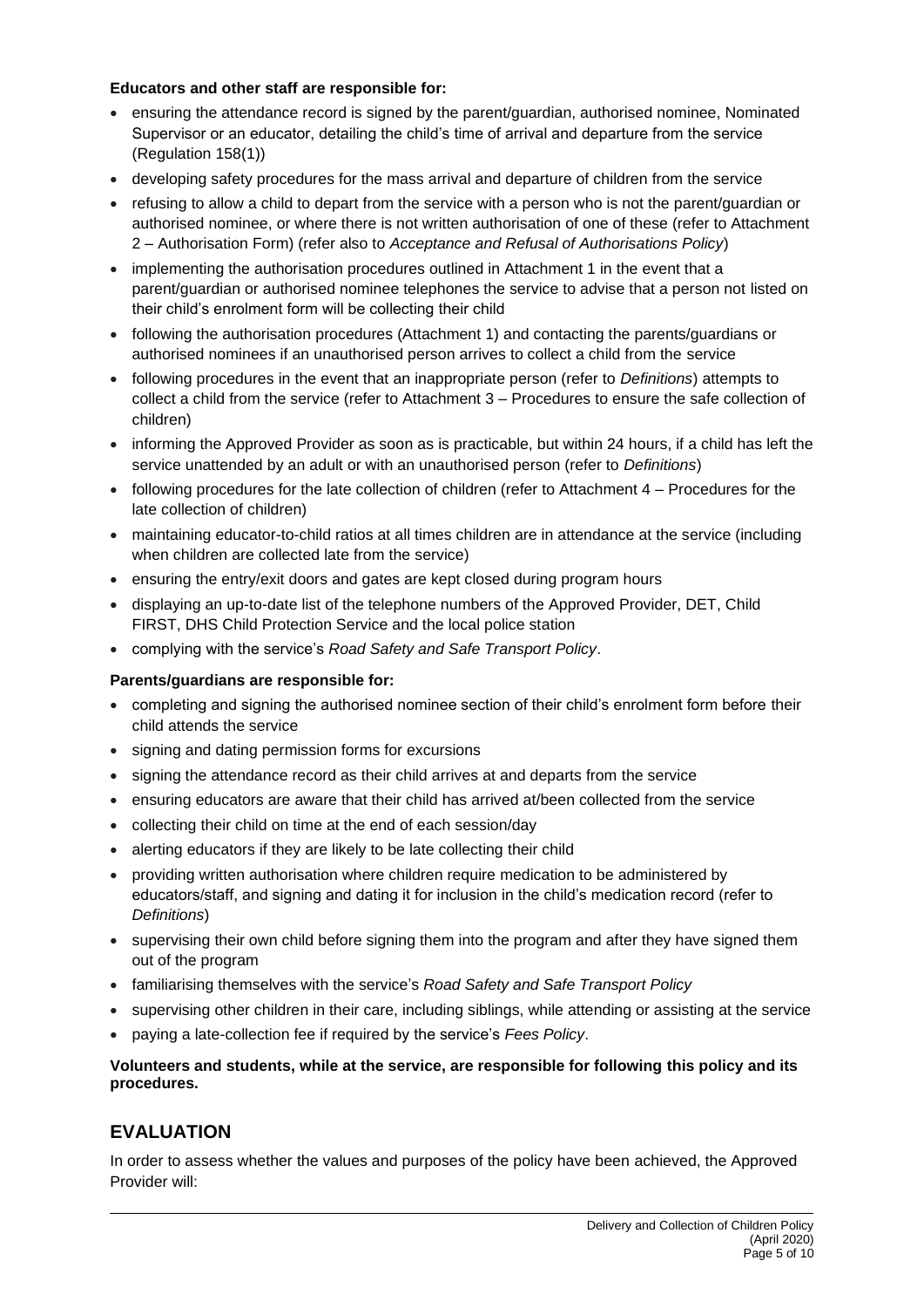**Educators and other staff are responsible for:**

- ensuring the attendance record is signed by the parent/guardian, authorised nominee, Nominated Supervisor or an educator, detailing the child's time of arrival and departure from the service (Regulation 158(1))
- developing safety procedures for the mass arrival and departure of children from the service
- refusing to allow a child to depart from the service with a person who is not the parent/guardian or authorised nominee, or where there is not written authorisation of one of these (refer to Attachment 2 – Authorisation Form) (refer also to *Acceptance and Refusal of Authorisations Policy*)
- implementing the authorisation procedures outlined in Attachment 1 in the event that a parent/guardian or authorised nominee telephones the service to advise that a person not listed on their child's enrolment form will be collecting their child
- following the authorisation procedures (Attachment 1) and contacting the parents/guardians or authorised nominees if an unauthorised person arrives to collect a child from the service
- following procedures in the event that an inappropriate person (refer to *Definitions*) attempts to collect a child from the service (refer to Attachment 3 – Procedures to ensure the safe collection of children)
- informing the Approved Provider as soon as is practicable, but within 24 hours, if a child has left the service unattended by an adult or with an unauthorised person (refer to *Definitions*)
- following procedures for the late collection of children (refer to Attachment 4 – Procedures for the late collection of children)
- maintaining educator-to-child ratios at all times children are in attendance at the service (including when children are collected late from the service)
- ensuring the entry/exit doors and gates are kept closed during program hours
- displaying an up-to-date list of the telephone numbers of the Approved Provider, DET, Child FIRST, DHS Child Protection Service and the local police station
- complying with the service's *Road Safety and Safe Transport Policy*.

**Parents/guardians are responsible for:**

- completing and signing the authorised nominee section of their child's enrolment form before their child attends the service
- signing and dating permission forms for excursions
- signing the attendance record as their child arrives at and departs from the service
- ensuring educators are aware that their child has arrived at/been collected from the service
- collecting their child on time at the end of each session/day
- alerting educators if they are likely to be late collecting their child
- providing written authorisation where children require medication to be administered by educators/staff, and signing and dating it for inclusion in the child's medication record (refer to *Definitions*)
- supervising their own child before signing them into the program and after they have signed them out of the program
- familiarising themselves with the service's *Road Safety and Safe Transport Policy*
- supervising other children in their care, including siblings, while attending or assisting at the service
- paying a late-collection fee if required by the service's *Fees Policy*.

**Volunteers and students, while at the service, are responsible for following this policy and its procedures.**

## EVALUATION

In order to assess whether the values and purposes of the policy have been achieved, the Approved Provider will: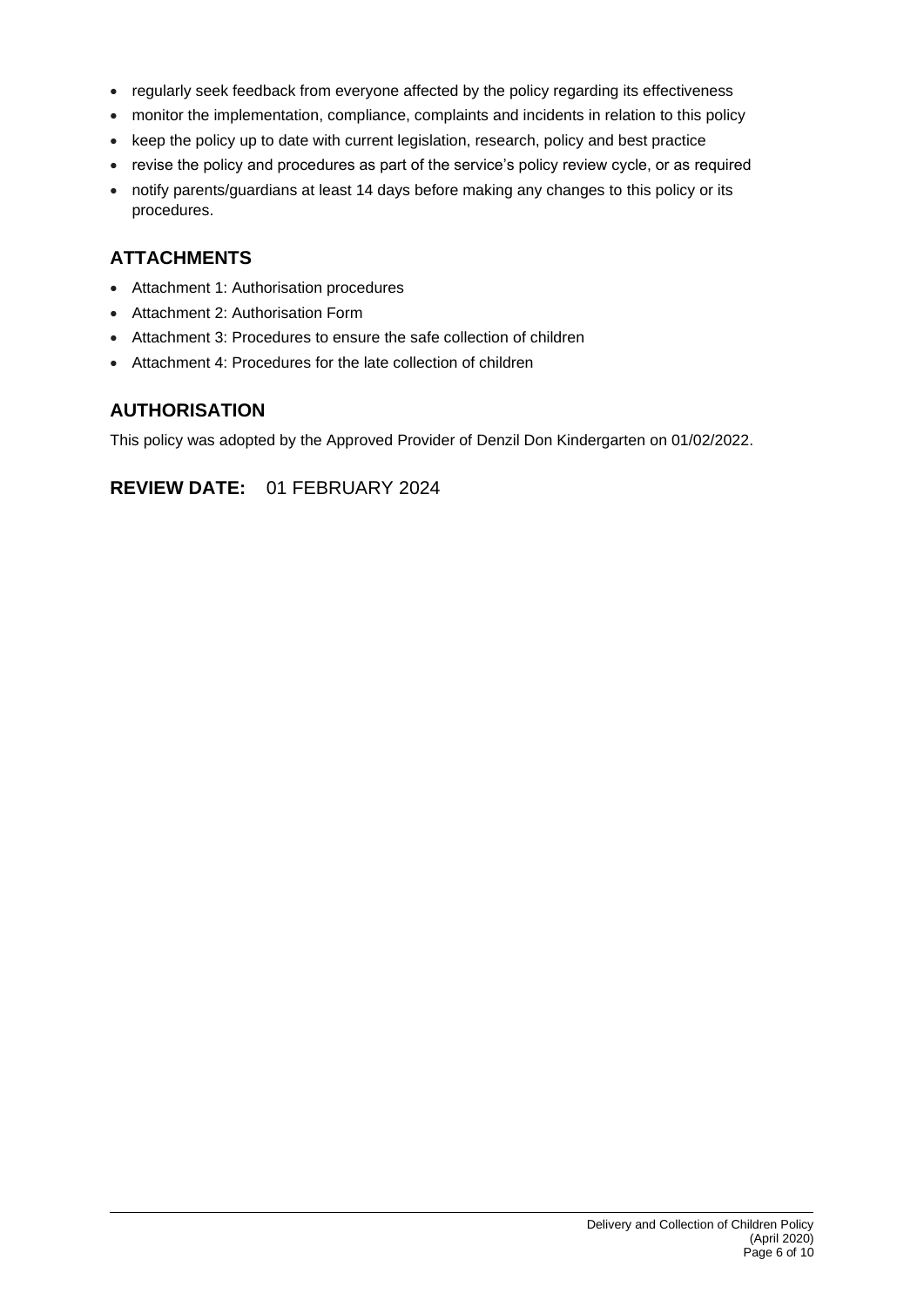- regularly seek feedback from everyone affected by the policy regarding its effectiveness
- monitor the implementation, compliance, complaints and incidents in relation to this policy
- keep the policy up to date with current legislation, research, policy and best practice
- revise the policy and procedures as part of the service's policy review cycle, or as required
- notify parents/guardians at least 14 days before making any changes to this policy or its procedures.

## ATTACHMENTS

- Attachment 1: Authorisation procedures
- Attachment 2: Authorisation Form
- Attachment 3: Procedures to ensure the safe collection of children
- Attachment 4: Procedures for the late collection of children

## AUTHORISATION

This policy was adopted by the Approved Provider of Denzil Don Kindergarten on 01/02/2022.

## REVIEW DATE: 01 FEBRUARY 2024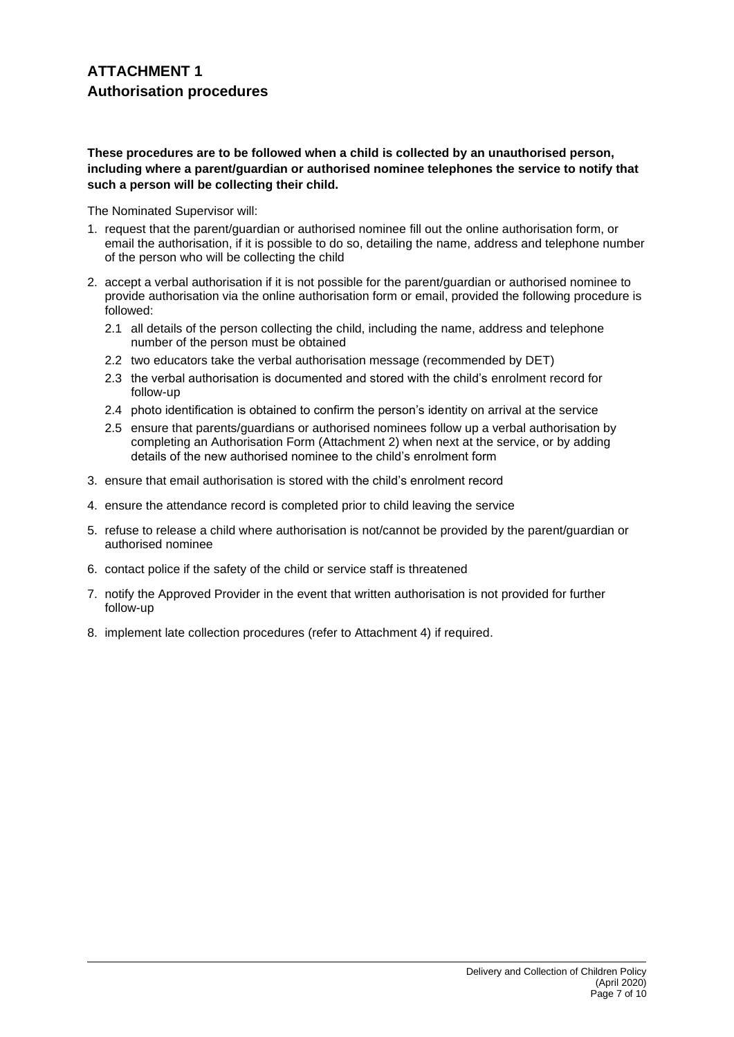# ATTACHMENT 1

## Authorisation procedures

**These procedures are to be followed when a child is collected by an unauthorised person, including where a parent/guardian or authorised nominee telephones the service to notify that such a person will be collecting their child.**

The Nominated Supervisor will:

1. request that the parent/guardian or authorised nominee fill out the online authorisation form, or email the authorisation, if it is possible to do so, detailing the name, address and telephone number of the person who will be collecting the child
2. accept a verbal authorisation if it is not possible for the parent/guardian or authorised nominee to provide authorisation via the online authorisation form or email, provided the following procedure is followed:
   - 2.1 all details of the person collecting the child, including the name, address and telephone number of the person must be obtained
   - 2.2 two educators take the verbal authorisation message (recommended by DET)
   - 2.3 the verbal authorisation is documented and stored with the child's enrolment record for follow-up
   - 2.4 photo identification is obtained to confirm the person's identity on arrival at the service
   - 2.5 ensure that parents/guardians or authorised nominees follow up a verbal authorisation by completing an Authorisation Form (Attachment 2) when next at the service, or by adding details of the new authorised nominee to the child's enrolment form
3. ensure that email authorisation is stored with the child's enrolment record
4. ensure the attendance record is completed prior to child leaving the service
5. refuse to release a child where authorisation is not/cannot be provided by the parent/guardian or authorised nominee
6. contact police if the safety of the child or service staff is threatened
7. notify the Approved Provider in the event that written authorisation is not provided for further follow-up
8. implement late collection procedures (refer to Attachment 4) if required.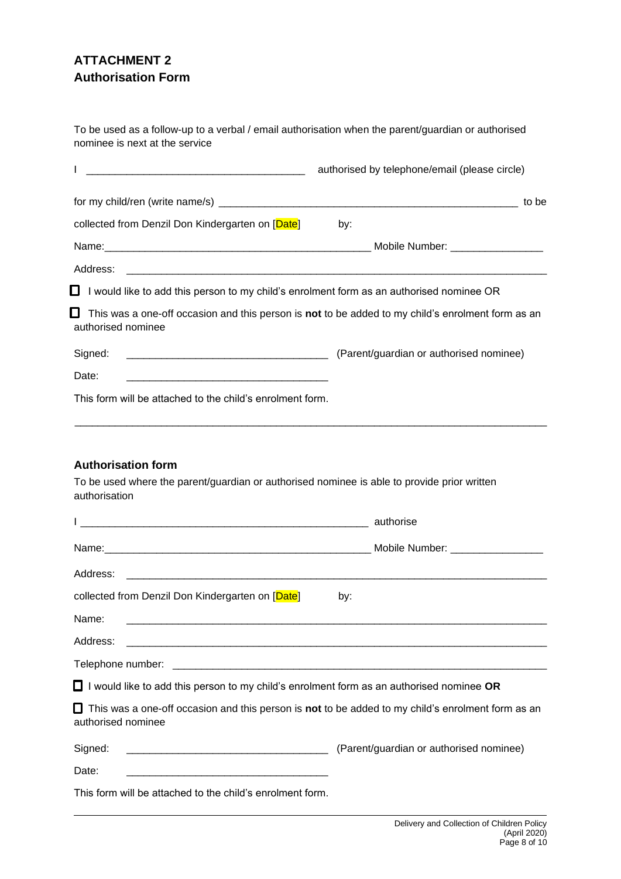## ATTACHMENT 2
## Authorisation Form

To be used as a follow-up to a verbal / email authorisation when the parent/guardian or authorised nominee is next at the service

I ______________________________________ authorised by telephone/email (please circle)

for my child/ren (write name/s) ______________________________________________________ to be

collected from Denzil Don Kindergarten on [Date] by:

Name:_______________________________________________ Mobile Number: ________________

Address: ___________________________________________________________________________

☐ I would like to add this person to my child's enrolment form as an authorised nominee OR

☐ This was a one-off occasion and this person is **not** to be added to my child's enrolment form as an authorised nominee

Signed: ___________________________________ (Parent/guardian or authorised nominee)

Date: ___________________________________

This form will be attached to the child's enrolment form.

---

### Authorisation form

To be used where the parent/guardian or authorised nominee is able to provide prior written authorisation

I ___________________________________________________ authorise

Name:_______________________________________________ Mobile Number: ________________

Address: ___________________________________________________________________________

collected from Denzil Don Kindergarten on [Date] by:

Name: ___________________________________________________________________________

Address: ___________________________________________________________________________

Telephone number: __________________________________________________________________

☐ I would like to add this person to my child's enrolment form as an authorised nominee **OR**

☐ This was a one-off occasion and this person is **not** to be added to my child's enrolment form as an authorised nominee

Signed: ___________________________________ (Parent/guardian or authorised nominee)

Date: ___________________________________

This form will be attached to the child's enrolment form.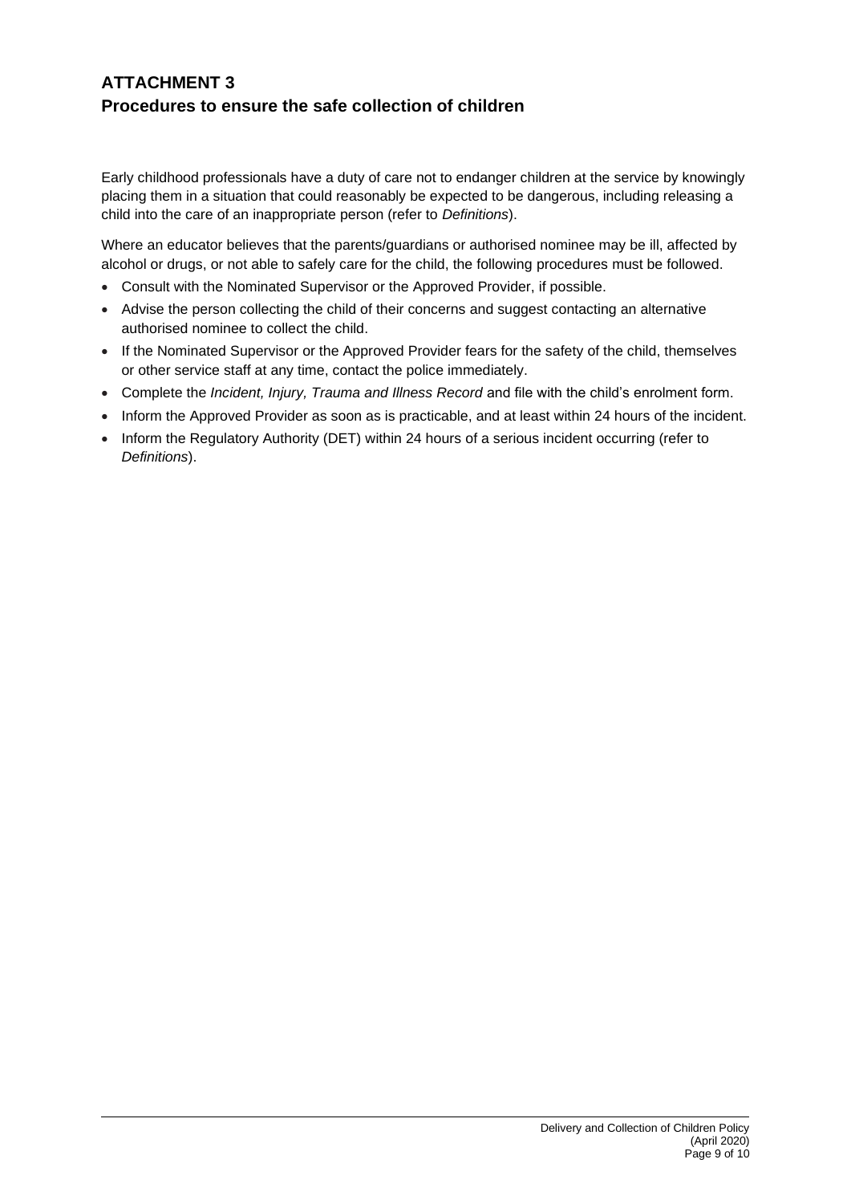## ATTACHMENT 3
## Procedures to ensure the safe collection of children

Early childhood professionals have a duty of care not to endanger children at the service by knowingly placing them in a situation that could reasonably be expected to be dangerous, including releasing a child into the care of an inappropriate person (refer to *Definitions*).

Where an educator believes that the parents/guardians or authorised nominee may be ill, affected by alcohol or drugs, or not able to safely care for the child, the following procedures must be followed.

- Consult with the Nominated Supervisor or the Approved Provider, if possible.
- Advise the person collecting the child of their concerns and suggest contacting an alternative authorised nominee to collect the child.
- If the Nominated Supervisor or the Approved Provider fears for the safety of the child, themselves or other service staff at any time, contact the police immediately.
- Complete the *Incident, Injury, Trauma and Illness Record* and file with the child's enrolment form.
- Inform the Approved Provider as soon as is practicable, and at least within 24 hours of the incident.
- Inform the Regulatory Authority (DET) within 24 hours of a serious incident occurring (refer to *Definitions*).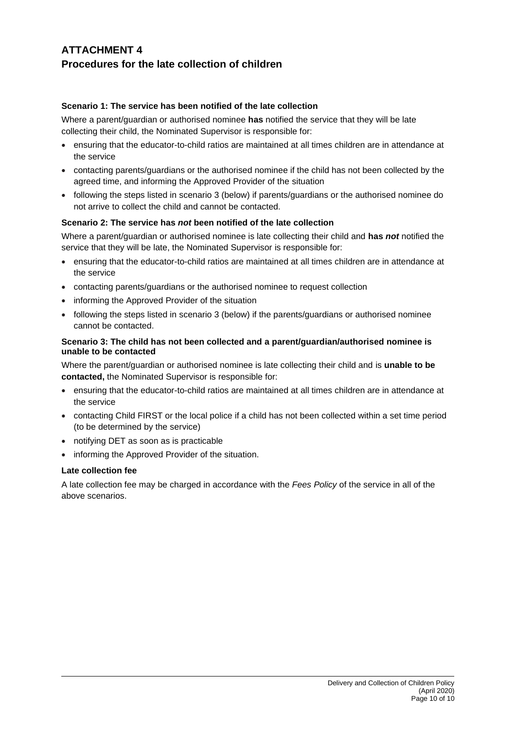## ATTACHMENT 4
## Procedures for the late collection of children

**Scenario 1: The service has been notified of the late collection**

Where a parent/guardian or authorised nominee **has** notified the service that they will be late collecting their child, the Nominated Supervisor is responsible for:

- ensuring that the educator-to-child ratios are maintained at all times children are in attendance at the service
- contacting parents/guardians or the authorised nominee if the child has not been collected by the agreed time, and informing the Approved Provider of the situation
- following the steps listed in scenario 3 (below) if parents/guardians or the authorised nominee do not arrive to collect the child and cannot be contacted.

**Scenario 2: The service has *not* been notified of the late collection**

Where a parent/guardian or authorised nominee is late collecting their child and **has *not*** notified the service that they will be late, the Nominated Supervisor is responsible for:

- ensuring that the educator-to-child ratios are maintained at all times children are in attendance at the service
- contacting parents/guardians or the authorised nominee to request collection
- informing the Approved Provider of the situation
- following the steps listed in scenario 3 (below) if the parents/guardians or authorised nominee cannot be contacted.

**Scenario 3: The child has not been collected and a parent/guardian/authorised nominee is unable to be contacted**

Where the parent/guardian or authorised nominee is late collecting their child and is **unable to be contacted,** the Nominated Supervisor is responsible for:

- ensuring that the educator-to-child ratios are maintained at all times children are in attendance at the service
- contacting Child FIRST or the local police if a child has not been collected within a set time period (to be determined by the service)
- notifying DET as soon as is practicable
- informing the Approved Provider of the situation.

**Late collection fee**

A late collection fee may be charged in accordance with the *Fees Policy* of the service in all of the above scenarios.